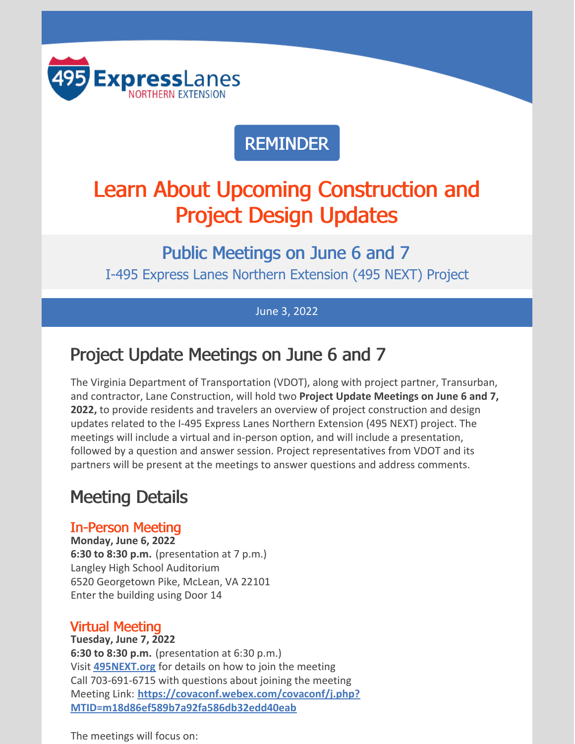495 ExpressLanes NORTHERN EXTENSION

REMINDER

# Learn About Upcoming Construction and Project Design Updates

## Public Meetings on June 6 and 7

I-495 Express Lanes Northern Extension (495 NEXT) Project

June 3, 2022

## Project Update Meetings on June 6 and 7

The Virginia Department of Transportation (VDOT), along with project partner, Transurban, and contractor, Lane Construction, will hold two **Project Update Meetings on June 6 and 7, 2022,** to provide residents and travelers an overview of project construction and design updates related to the I-495 Express Lanes Northern Extension (495 NEXT) project. The meetings will include a virtual and in-person option, and will include a presentation, followed by a question and answer session. Project representatives from VDOT and its partners will be present at the meetings to answer questions and address comments.

## Meeting Details

### In-Person Meeting

**Monday, June 6, 2022**
**6:30 to 8:30 p.m.** (presentation at 7 p.m.)
Langley High School Auditorium
6520 Georgetown Pike, McLean, VA 22101
Enter the building using Door 14

### Virtual Meeting

**Tuesday, June 7, 2022**
**6:30 to 8:30 p.m.** (presentation at 6:30 p.m.)
Visit **495NEXT.org** for details on how to join the meeting
Call 703-691-6715 with questions about joining the meeting
Meeting Link: **https://covaconf.webex.com/covaconf/j.php?MTID=m18d86ef589b7a92fa586db32edd40eab**

The meetings will focus on: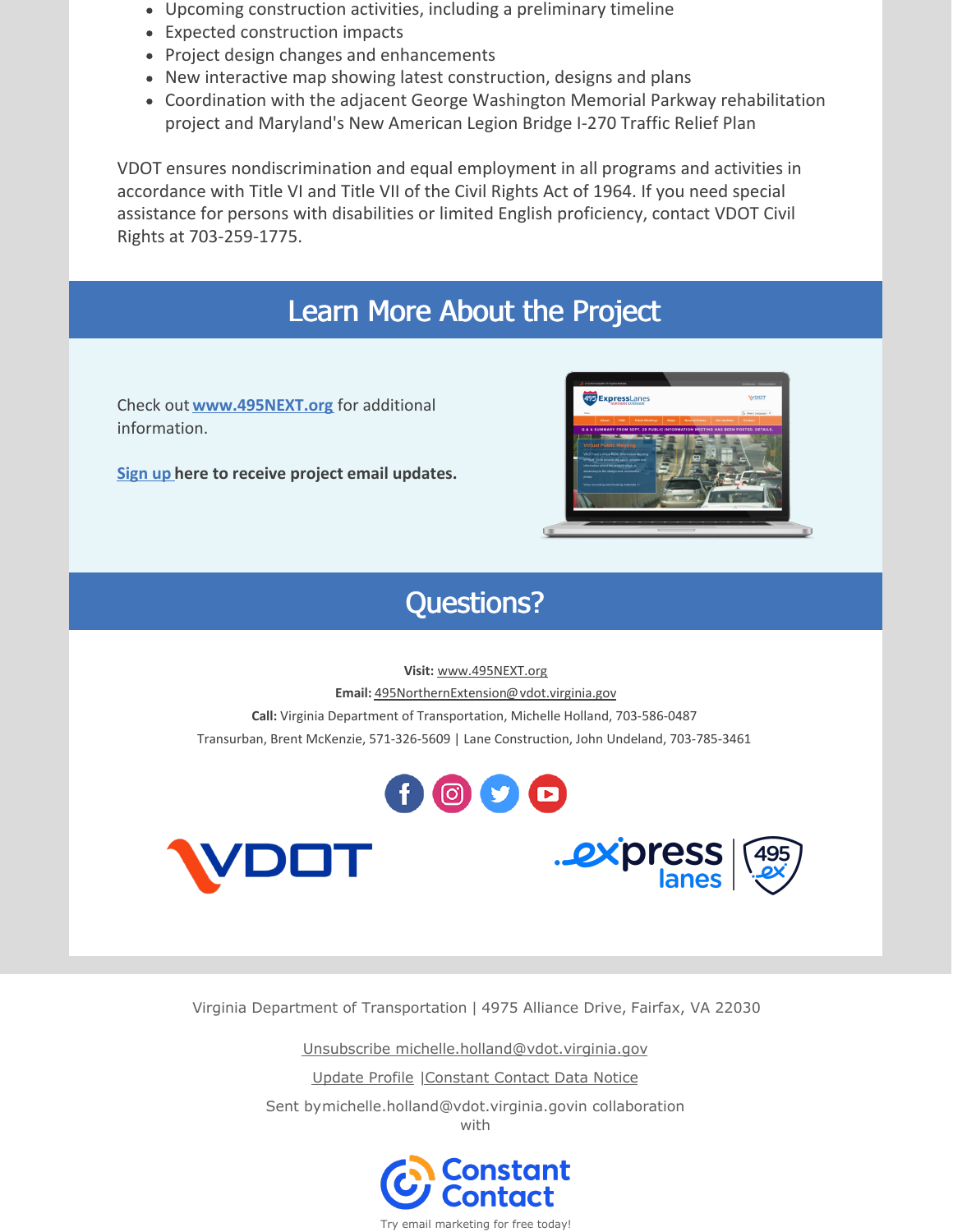- Upcoming construction activities, including a preliminary timeline
- Expected construction impacts
- Project design changes and enhancements
- New interactive map showing latest construction, designs and plans
- Coordination with the adjacent George Washington Memorial Parkway rehabilitation project and Maryland's New American Legion Bridge I-270 Traffic Relief Plan

VDOT ensures nondiscrimination and equal employment in all programs and activities in accordance with Title VI and Title VII of the Civil Rights Act of 1964. If you need special assistance for persons with disabilities or limited English proficiency, contact VDOT Civil Rights at 703-259-1775.

## Learn More About the Project

Check out **www.495NEXT.org** for additional information.

**Sign up here to receive project email updates.**

## Questions?

**Visit:** www.495NEXT.org

**Email:** 495NorthernExtension@vdot.virginia.gov

**Call:** Virginia Department of Transportation, Michelle Holland, 703-586-0487

Transurban, Brent McKenzie, 571-326-5609 | Lane Construction, John Undeland, 703-785-3461

Virginia Department of Transportation | 4975 Alliance Drive, Fairfax, VA 22030

Unsubscribe michelle.holland@vdot.virginia.gov

Update Profile |Constant Contact Data Notice

Sent bymichelle.holland@vdot.virginia.govin collaboration with

Try email marketing for free today!